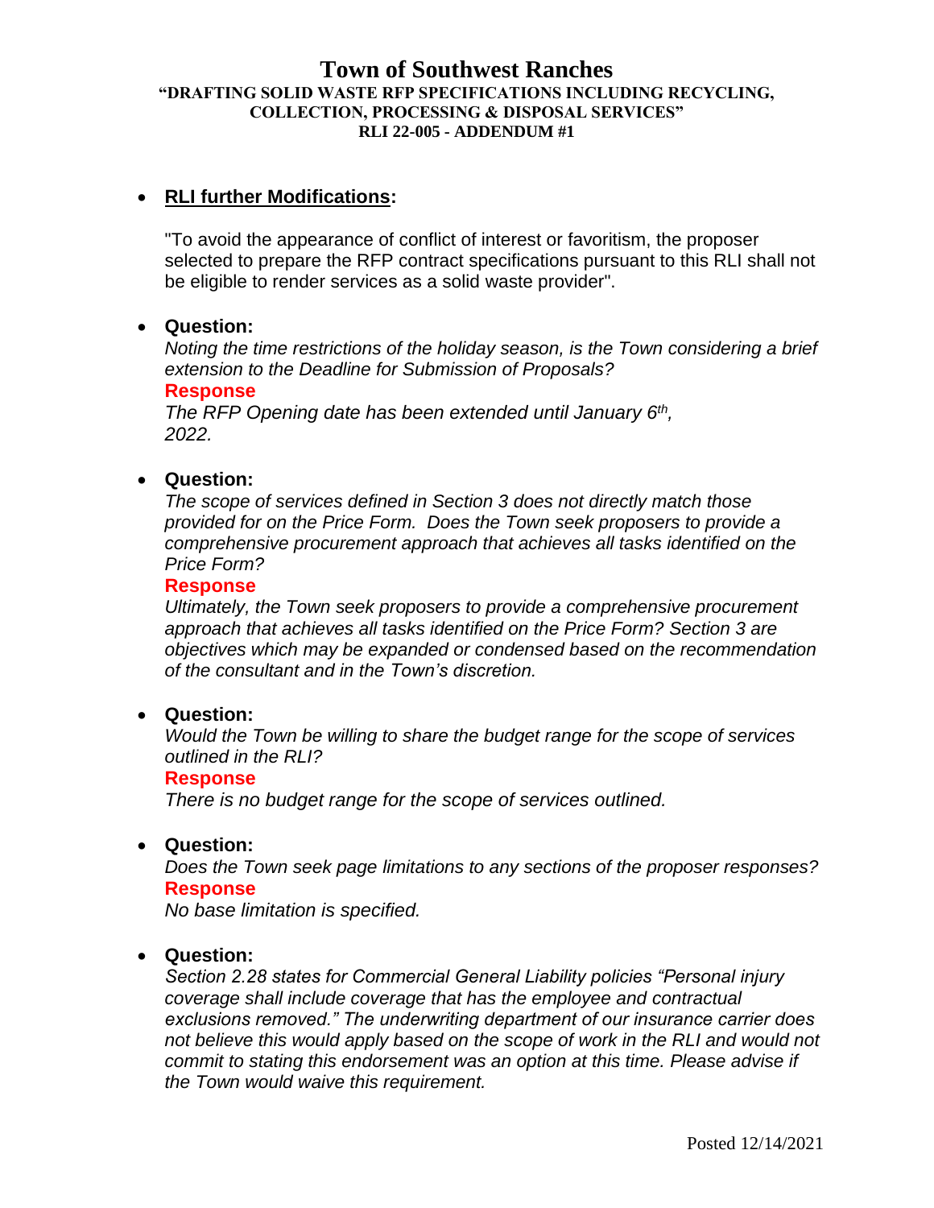# Town of Southwest Ranches

**"DRAFTING SOLID WASTE RFP SPECIFICATIONS INCLUDING RECYCLING, COLLECTION, PROCESSING & DISPOSAL SERVICES"**

**RLI 22-005 - ADDENDUM #1**

- **RLI further Modifications:**

  "To avoid the appearance of conflict of interest or favoritism, the proposer selected to prepare the RFP contract specifications pursuant to this RLI shall not be eligible to render services as a solid waste provider".

- **Question:**

  *Noting the time restrictions of the holiday season, is the Town considering a brief extension to the Deadline for Submission of Proposals?*

  **Response**

  *The RFP Opening date has been extended until January 6th, 2022.*

- **Question:**

  *The scope of services defined in Section 3 does not directly match those provided for on the Price Form. Does the Town seek proposers to provide a comprehensive procurement approach that achieves all tasks identified on the Price Form?*

  **Response**

  *Ultimately, the Town seek proposers to provide a comprehensive procurement approach that achieves all tasks identified on the Price Form? Section 3 are objectives which may be expanded or condensed based on the recommendation of the consultant and in the Town's discretion.*

- **Question:**

  *Would the Town be willing to share the budget range for the scope of services outlined in the RLI?*

  **Response**

  *There is no budget range for the scope of services outlined.*

- **Question:**

  *Does the Town seek page limitations to any sections of the proposer responses?*

  **Response**

  *No base limitation is specified.*

- **Question:**

  *Section 2.28 states for Commercial General Liability policies "Personal injury coverage shall include coverage that has the employee and contractual exclusions removed." The underwriting department of our insurance carrier does not believe this would apply based on the scope of work in the RLI and would not commit to stating this endorsement was an option at this time. Please advise if the Town would waive this requirement.*

Posted 12/14/2021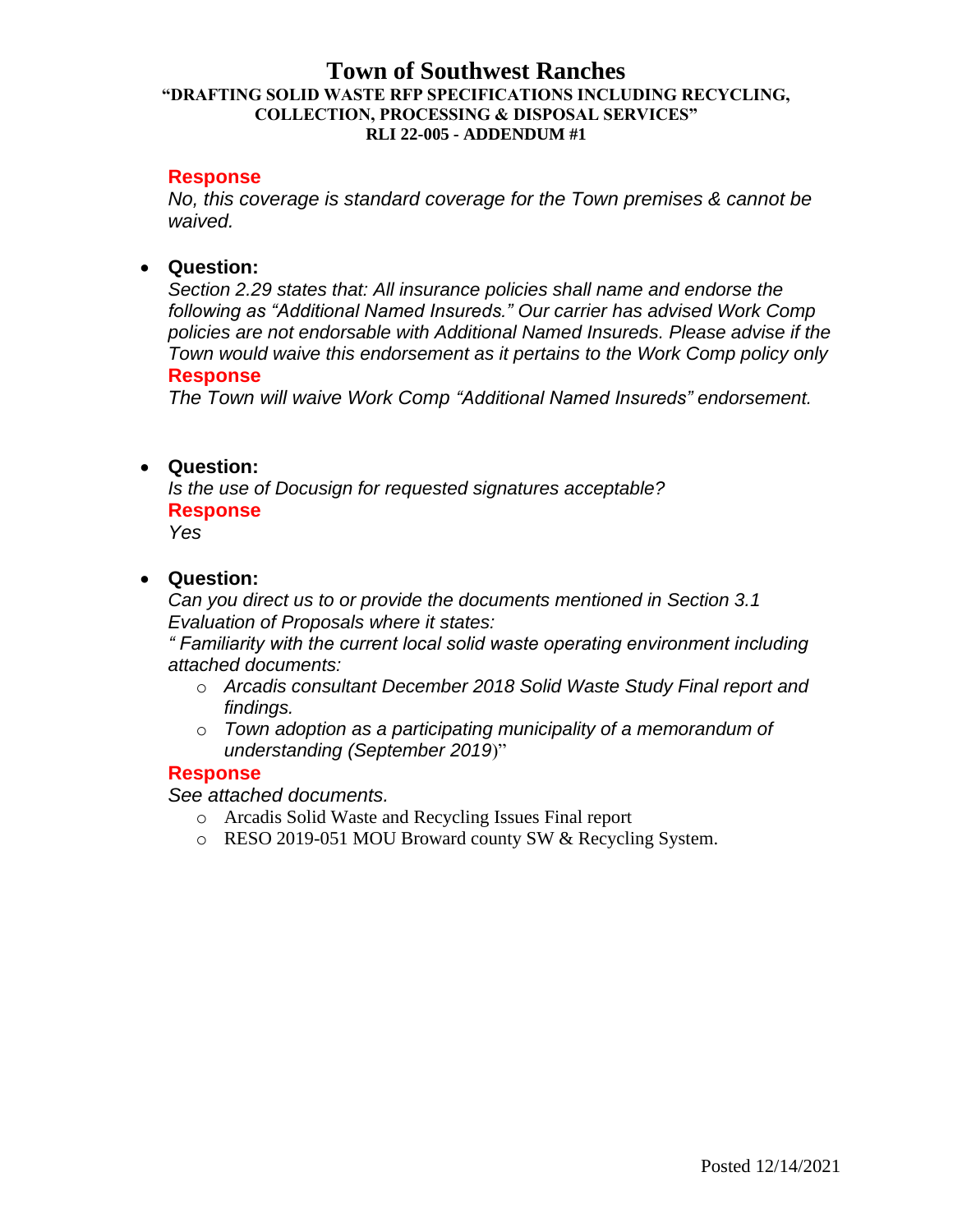# Town of Southwest Ranches

**"DRAFTING SOLID WASTE RFP SPECIFICATIONS INCLUDING RECYCLING, COLLECTION, PROCESSING & DISPOSAL SERVICES"**
**RLI 22-005 - ADDENDUM #1**

**Response**
*No, this coverage is standard coverage for the Town premises & cannot be waived.*

- **Question:**
  *Section 2.29 states that: All insurance policies shall name and endorse the following as "Additional Named Insureds." Our carrier has advised Work Comp policies are not endorsable with Additional Named Insureds. Please advise if the Town would waive this endorsement as it pertains to the Work Comp policy only*
  **Response**
  *The Town will waive Work Comp "Additional Named Insureds" endorsement.*

- **Question:**
  *Is the use of Docusign for requested signatures acceptable?*
  **Response**
  *Yes*

- **Question:**
  *Can you direct us to or provide the documents mentioned in Section 3.1 Evaluation of Proposals where it states:*
  *" Familiarity with the current local solid waste operating environment including attached documents:*
  - *Arcadis consultant December 2018 Solid Waste Study Final report and findings.*
  - *Town adoption as a participating municipality of a memorandum of understanding (September 2019)"*

  **Response**
  *See attached documents.*
  - Arcadis Solid Waste and Recycling Issues Final report
  - RESO 2019-051 MOU Broward county SW & Recycling System.

Posted 12/14/2021